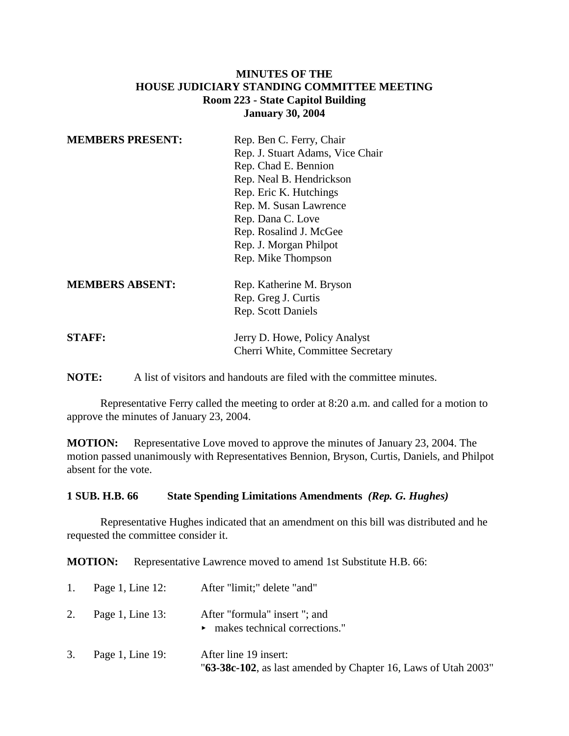**MINUTES OF THE**
**HOUSE JUDICIARY STANDING COMMITTEE MEETING**
**Room 223 - State Capitol Building**
**January 30, 2004**

**MEMBERS PRESENT:**
Rep. Ben C. Ferry, Chair
Rep. J. Stuart Adams, Vice Chair
Rep. Chad E. Bennion
Rep. Neal B. Hendrickson
Rep. Eric K. Hutchings
Rep. M. Susan Lawrence
Rep. Dana C. Love
Rep. Rosalind J. McGee
Rep. J. Morgan Philpot
Rep. Mike Thompson

**MEMBERS ABSENT:**
Rep. Katherine M. Bryson
Rep. Greg J. Curtis
Rep. Scott Daniels

**STAFF:**
Jerry D. Howe, Policy Analyst
Cherri White, Committee Secretary

**NOTE:** A list of visitors and handouts are filed with the committee minutes.

Representative Ferry called the meeting to order at 8:20 a.m. and called for a motion to approve the minutes of January 23, 2004.

**MOTION:** Representative Love moved to approve the minutes of January 23, 2004. The motion passed unanimously with Representatives Bennion, Bryson, Curtis, Daniels, and Philpot absent for the vote.

**1 SUB. H.B. 66 State Spending Limitations Amendments *(Rep. G. Hughes)***

Representative Hughes indicated that an amendment on this bill was distributed and he requested the committee consider it.

**MOTION:** Representative Lawrence moved to amend 1st Substitute H.B. 66:

1. Page 1, Line 12: After "limit;" delete "and"
2. Page 1, Line 13: After "formula" insert "; and
   ▸ makes technical corrections."
3. Page 1, Line 19: After line 19 insert:
   "**63-38c-102**, as last amended by Chapter 16, Laws of Utah 2003"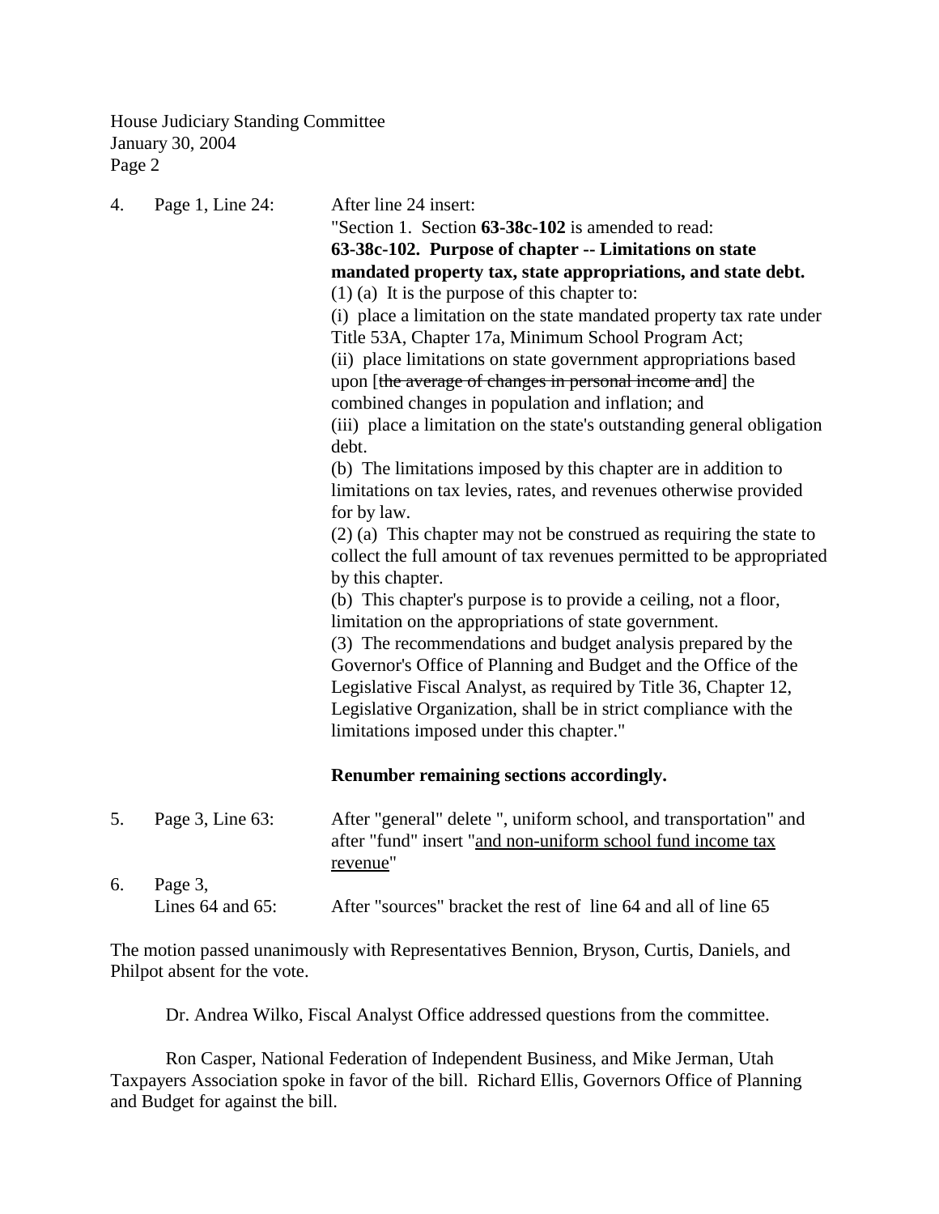4. Page 1, Line 24: After line 24 insert:

"Section 1. Section **63-38c-102** is amended to read:

**63-38c-102. Purpose of chapter -- Limitations on state mandated property tax, state appropriations, and state debt.**

(1) (a) It is the purpose of this chapter to:

(i) place a limitation on the state mandated property tax rate under Title 53A, Chapter 17a, Minimum School Program Act;

(ii) place limitations on state government appropriations based upon [~~the average of changes in personal income and~~] the combined changes in population and inflation; and

(iii) place a limitation on the state's outstanding general obligation debt.

(b) The limitations imposed by this chapter are in addition to limitations on tax levies, rates, and revenues otherwise provided for by law.

(2) (a) This chapter may not be construed as requiring the state to collect the full amount of tax revenues permitted to be appropriated by this chapter.

(b) This chapter's purpose is to provide a ceiling, not a floor, limitation on the appropriations of state government.

(3) The recommendations and budget analysis prepared by the Governor's Office of Planning and Budget and the Office of the Legislative Fiscal Analyst, as required by Title 36, Chapter 12, Legislative Organization, shall be in strict compliance with the limitations imposed under this chapter."

**Renumber remaining sections accordingly.**

5. Page 3, Line 63: After "general" delete ", uniform school, and transportation" and after "fund" insert "<u>and non-uniform school fund income tax revenue</u>"

6. Page 3, Lines 64 and 65: After "sources" bracket the rest of line 64 and all of line 65

The motion passed unanimously with Representatives Bennion, Bryson, Curtis, Daniels, and Philpot absent for the vote.

Dr. Andrea Wilko, Fiscal Analyst Office addressed questions from the committee.

Ron Casper, National Federation of Independent Business, and Mike Jerman, Utah Taxpayers Association spoke in favor of the bill. Richard Ellis, Governors Office of Planning and Budget for against the bill.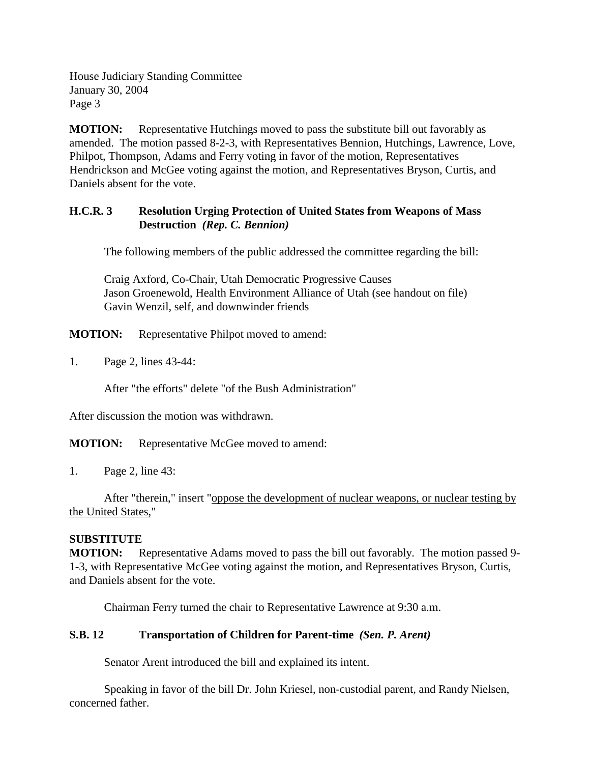**MOTION:** Representative Hutchings moved to pass the substitute bill out favorably as amended. The motion passed 8-2-3, with Representatives Bennion, Hutchings, Lawrence, Love, Philpot, Thompson, Adams and Ferry voting in favor of the motion, Representatives Hendrickson and McGee voting against the motion, and Representatives Bryson, Curtis, and Daniels absent for the vote.

**H.C.R. 3 Resolution Urging Protection of United States from Weapons of Mass Destruction** ***(Rep. C. Bennion)***

The following members of the public addressed the committee regarding the bill:

Craig Axford, Co-Chair, Utah Democratic Progressive Causes
Jason Groenewold, Health Environment Alliance of Utah (see handout on file)
Gavin Wenzil, self, and downwinder friends

**MOTION:** Representative Philpot moved to amend:

1. Page 2, lines 43-44:

After "the efforts" delete "of the Bush Administration"

After discussion the motion was withdrawn.

**MOTION:** Representative McGee moved to amend:

1. Page 2, line 43:

After "therein," insert "<u>oppose the development of nuclear weapons, or nuclear testing by the United States,</u>"

**SUBSTITUTE**
**MOTION:** Representative Adams moved to pass the bill out favorably. The motion passed 9-1-3, with Representative McGee voting against the motion, and Representatives Bryson, Curtis, and Daniels absent for the vote.

Chairman Ferry turned the chair to Representative Lawrence at 9:30 a.m.

**S.B. 12 Transportation of Children for Parent-time** ***(Sen. P. Arent)***

Senator Arent introduced the bill and explained its intent.

Speaking in favor of the bill Dr. John Kriesel, non-custodial parent, and Randy Nielsen, concerned father.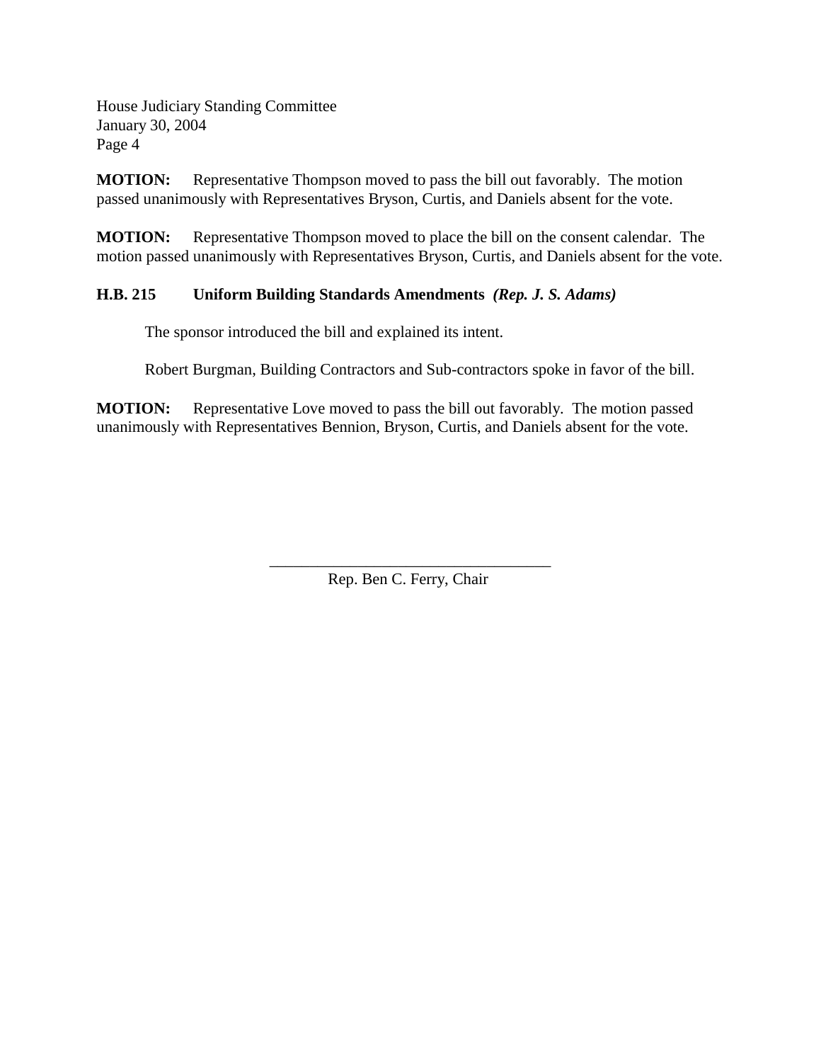**MOTION:** Representative Thompson moved to pass the bill out favorably. The motion passed unanimously with Representatives Bryson, Curtis, and Daniels absent for the vote.

**MOTION:** Representative Thompson moved to place the bill on the consent calendar. The motion passed unanimously with Representatives Bryson, Curtis, and Daniels absent for the vote.

**H.B. 215 Uniform Building Standards Amendments** ***(Rep. J. S. Adams)***

The sponsor introduced the bill and explained its intent.

Robert Burgman, Building Contractors and Sub-contractors spoke in favor of the bill.

**MOTION:** Representative Love moved to pass the bill out favorably. The motion passed unanimously with Representatives Bennion, Bryson, Curtis, and Daniels absent for the vote.

___________________________________

Rep. Ben C. Ferry, Chair